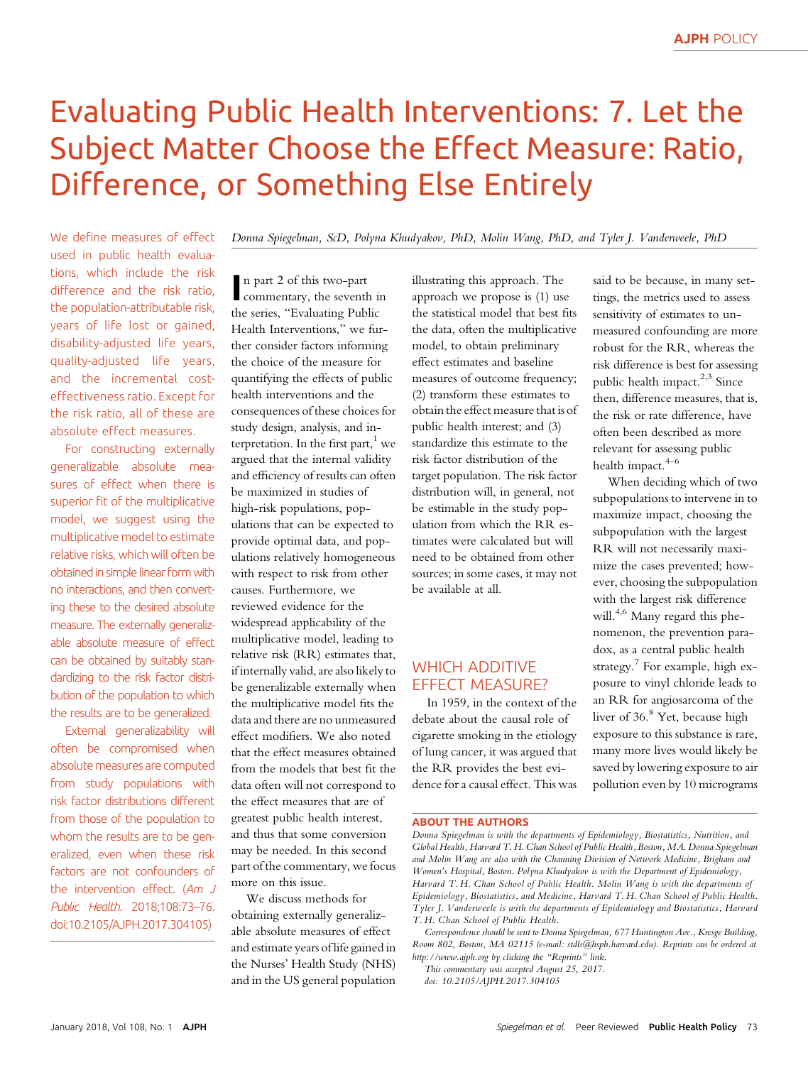# Evaluating Public Health Interventions: 7. Let the Subject Matter Choose the Effect Measure: Ratio, Difference, or Something Else Entirely

Donna Spiegelman, ScD, Polyna Khudyakov, PhD, Molin Wang, PhD, and Tyler J. Vanderweele, PhD

We define measures of effect used in public health evaluations, which include the risk difference and the risk ratio, the population-attributable risk, years of life lost or gained, disability-adjusted life years, quality-adjusted life years, and the incremental cost-effectiveness ratio. Except for the risk ratio, all of these are absolute effect measures.

For constructing externally generalizable absolute measures of effect when there is superior fit of the multiplicative model, we suggest using the multiplicative model to estimate relative risks, which will often be obtained in simple linear form with no interactions, and then converting these to the desired absolute measure. The externally generalizable absolute measure of effect can be obtained by suitably standardizing to the risk factor distribution of the population to which the results are to be generalized.

External generalizability will often be compromised when absolute measures are computed from study populations with risk factor distributions different from those of the population to whom the results are to be generalized, even when these risk factors are not confounders of the intervention effect. (*Am J Public Health*. 2018;108:73–76. doi:10.2105/AJPH.2017.304105)

In part 2 of this two-part commentary, the seventh in the series, "Evaluating Public Health Interventions," we further consider factors informing the choice of the measure for quantifying the effects of public health interventions and the consequences of these choices for study design, analysis, and interpretation. In the first part,[1] we argued that the internal validity and efficiency of results can often be maximized in studies of high-risk populations, populations that can be expected to provide optimal data, and populations relatively homogeneous with respect to risk from other causes. Furthermore, we reviewed evidence for the widespread applicability of the multiplicative model, leading to relative risk (RR) estimates that, if internally valid, are also likely to be generalizable externally when the multiplicative model fits the data and there are no unmeasured effect modifiers. We also noted that the effect measures obtained from the models that best fit the data often will not correspond to the effect measures that are of greatest public health interest, and thus that some conversion may be needed. In this second part of the commentary, we focus more on this issue.

We discuss methods for obtaining externally generalizable absolute measures of effect and estimate years of life gained in the Nurses' Health Study (NHS) and in the US general population illustrating this approach. The approach we propose is (1) use the statistical model that best fits the data, often the multiplicative model, to obtain preliminary effect estimates and baseline measures of outcome frequency; (2) transform these estimates to obtain the effect measure that is of public health interest; and (3) standardize this estimate to the risk factor distribution of the target population. The risk factor distribution will, in general, not be estimable in the study population from which the RR estimates were calculated but will need to be obtained from other sources; in some cases, it may not be available at all.

## WHICH ADDITIVE EFFECT MEASURE?

In 1959, in the context of the debate about the causal role of cigarette smoking in the etiology of lung cancer, it was argued that the RR provides the best evidence for a causal effect. This was said to be because, in many settings, the metrics used to assess sensitivity of estimates to unmeasured confounding are more robust for the RR, whereas the risk difference is best for assessing public health impact.[2,3] Since then, difference measures, that is, the risk or rate difference, have often been described as more relevant for assessing public health impact.[4–6]

When deciding which of two subpopulations to intervene in to maximize impact, choosing the subpopulation with the largest RR will not necessarily maximize the cases prevented; however, choosing the subpopulation with the largest risk difference will.[4,6] Many regard this phenomenon, the prevention paradox, as a central public health strategy.[7] For example, high exposure to vinyl chloride leads to an RR for angiosarcoma of the liver of 36.[8] Yet, because high exposure to this substance is rare, many more lives would likely be saved by lowering exposure to air pollution even by 10 micrograms

**ABOUT THE AUTHORS**

*Donna Spiegelman is with the departments of Epidemiology, Biostatistics, Nutrition, and Global Health, Harvard T. H. Chan School of Public Health, Boston, MA. Donna Spiegelman and Molin Wang are also with the Channing Division of Network Medicine, Brigham and Women's Hospital, Boston. Polyna Khudyakov is with the Department of Epidemiology, Harvard T. H. Chan School of Public Health. Molin Wang is with the departments of Epidemiology, Biostatistics, and Medicine, Harvard T. H. Chan School of Public Health. Tyler J. Vanderweele is with the departments of Epidemiology and Biostatistics, Harvard T. H. Chan School of Public Health.*

*Correspondence should be sent to Donna Spiegelman, 677 Huntington Ave., Kresge Building, Room 802, Boston, MA 02115 (e-mail: stdls@hsph.harvard.edu). Reprints can be ordered at http://www.ajph.org by clicking the "Reprints" link.*

*This commentary was accepted August 25, 2017.*

*doi: 10.2105/AJPH.2017.304105*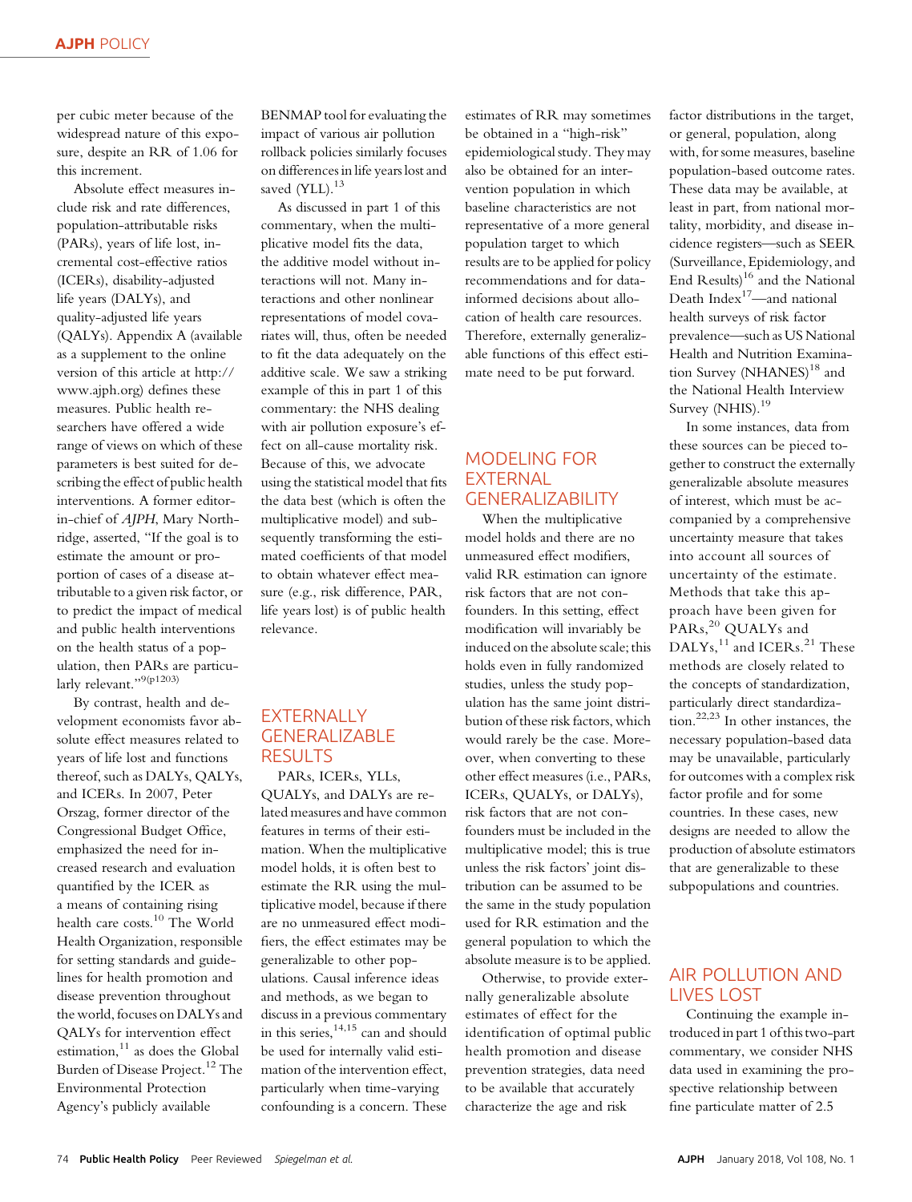per cubic meter because of the widespread nature of this exposure, despite an RR of 1.06 for this increment.

Absolute effect measures include risk and rate differences, population-attributable risks (PARs), years of life lost, incremental cost-effective ratios (ICERs), disability-adjusted life years (DALYs), and quality-adjusted life years (QALYs). Appendix A (available as a supplement to the online version of this article at http://www.ajph.org) defines these measures. Public health researchers have offered a wide range of views on which of these parameters is best suited for describing the effect of public health interventions. A former editor-in-chief of *AJPH*, Mary Northridge, asserted, "If the goal is to estimate the amount or proportion of cases of a disease attributable to a given risk factor, or to predict the impact of medical and public health interventions on the health status of a population, then PARs are particularly relevant."[9(p1203)]

By contrast, health and development economists favor absolute effect measures related to years of life lost and functions thereof, such as DALYs, QALYs, and ICERs. In 2007, Peter Orszag, former director of the Congressional Budget Office, emphasized the need for increased research and evaluation quantified by the ICER as a means of containing rising health care costs.[10] The World Health Organization, responsible for setting standards and guidelines for health promotion and disease prevention throughout the world, focuses on DALYs and QALYs for intervention effect estimation,[11] as does the Global Burden of Disease Project.[12] The Environmental Protection Agency's publicly available BENMAP tool for evaluating the impact of various air pollution rollback policies similarly focuses on differences in life years lost and saved (YLL).[13]

As discussed in part 1 of this commentary, when the multiplicative model fits the data, the additive model without interactions will not. Many interactions and other nonlinear representations of model covariates will, thus, often be needed to fit the data adequately on the additive scale. We saw a striking example of this in part 1 of this commentary: the NHS dealing with air pollution exposure's effect on all-cause mortality risk. Because of this, we advocate using the statistical model that fits the data best (which is often the multiplicative model) and subsequently transforming the estimated coefficients of that model to obtain whatever effect measure (e.g., risk difference, PAR, life years lost) is of public health relevance.

## EXTERNALLY GENERALIZABLE RESULTS

PARs, ICERs, YLLs, QUALYs, and DALYs are related measures and have common features in terms of their estimation. When the multiplicative model holds, it is often best to estimate the RR using the multiplicative model, because if there are no unmeasured effect modifiers, the effect estimates may be generalizable to other populations. Causal inference ideas and methods, as we began to discuss in a previous commentary in this series,[14,15] can and should be used for internally valid estimation of the intervention effect, particularly when time-varying confounding is a concern. These estimates of RR may sometimes be obtained in a "high-risk" epidemiological study. They may also be obtained for an intervention population in which baseline characteristics are not representative of a more general population target to which results are to be applied for policy recommendations and for data-informed decisions about allocation of health care resources. Therefore, externally generalizable functions of this effect estimate need to be put forward.

## MODELING FOR EXTERNAL GENERALIZABILITY

When the multiplicative model holds and there are no unmeasured effect modifiers, valid RR estimation can ignore risk factors that are not confounders. In this setting, effect modification will invariably be induced on the absolute scale; this holds even in fully randomized studies, unless the study population has the same joint distribution of these risk factors, which would rarely be the case. Moreover, when converting to these other effect measures (i.e., PARs, ICERs, QUALYs, or DALYs), risk factors that are not confounders must be included in the multiplicative model; this is true unless the risk factors' joint distribution can be assumed to be the same in the study population used for RR estimation and the general population to which the absolute measure is to be applied.

Otherwise, to provide externally generalizable absolute estimates of effect for the identification of optimal public health promotion and disease prevention strategies, data need to be available that accurately characterize the age and risk factor distributions in the target, or general, population, along with, for some measures, baseline population-based outcome rates. These data may be available, at least in part, from national mortality, morbidity, and disease incidence registers—such as SEER (Surveillance, Epidemiology, and End Results)[16] and the National Death Index[17]—and national health surveys of risk factor prevalence—such as US National Health and Nutrition Examination Survey (NHANES)[18] and the National Health Interview Survey (NHIS).[19]

In some instances, data from these sources can be pieced together to construct the externally generalizable absolute measures of interest, which must be accompanied by a comprehensive uncertainty measure that takes into account all sources of uncertainty of the estimate. Methods that take this approach have been given for PARs,[20] QUALYs and DALYs,[11] and ICERs.[21] These methods are closely related to the concepts of standardization, particularly direct standardization.[22,23] In other instances, the necessary population-based data may be unavailable, particularly for outcomes with a complex risk factor profile and for some countries. In these cases, new designs are needed to allow the production of absolute estimators that are generalizable to these subpopulations and countries.

## AIR POLLUTION AND LIVES LOST

Continuing the example introduced in part 1 of this two-part commentary, we consider NHS data used in examining the prospective relationship between fine particulate matter of 2.5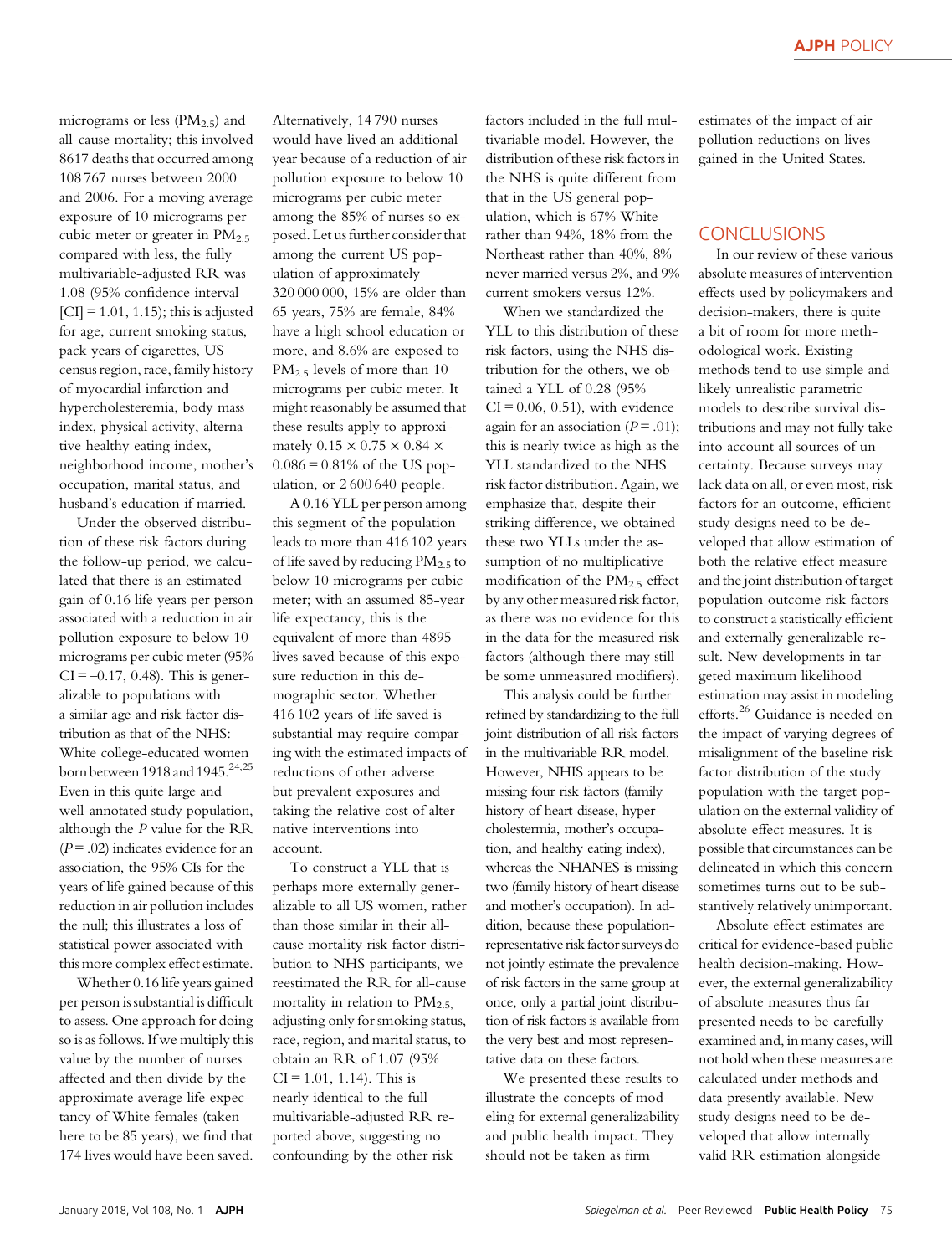micrograms or less ($PM_{2.5}$) and all-cause mortality; this involved 8617 deaths that occurred among 108 767 nurses between 2000 and 2006. For a moving average exposure of 10 micrograms per cubic meter or greater in $PM_{2.5}$ compared with less, the fully multivariable-adjusted RR was 1.08 (95% confidence interval [CI] = 1.01, 1.15); this is adjusted for age, current smoking status, pack years of cigarettes, US census region, race, family history of myocardial infarction and hypercholesteremia, body mass index, physical activity, alternative healthy eating index, neighborhood income, mother's occupation, marital status, and husband's education if married.

Under the observed distribution of these risk factors during the follow-up period, we calculated that there is an estimated gain of 0.16 life years per person associated with a reduction in air pollution exposure to below 10 micrograms per cubic meter (95% CI = –0.17, 0.48). This is generalizable to populations with a similar age and risk factor distribution as that of the NHS: White college-educated women born between 1918 and 1945.[24,25] Even in this quite large and well-annotated study population, although the *P* value for the RR (*P* = .02) indicates evidence for an association, the 95% CIs for the years of life gained because of this reduction in air pollution includes the null; this illustrates a loss of statistical power associated with this more complex effect estimate.

Whether 0.16 life years gained per person is substantial is difficult to assess. One approach for doing so is as follows. If we multiply this value by the number of nurses affected and then divide by the approximate average life expectancy of White females (taken here to be 85 years), we find that 174 lives would have been saved. Alternatively, 14 790 nurses would have lived an additional year because of a reduction of air pollution exposure to below 10 micrograms per cubic meter among the 85% of nurses so exposed. Let us further consider that among the current US population of approximately 320 000 000, 15% are older than 65 years, 75% are female, 84% have a high school education or more, and 8.6% are exposed to $PM_{2.5}$ levels of more than 10 micrograms per cubic meter. It might reasonably be assumed that these results apply to approximately $0.15 \times 0.75 \times 0.84 \times 0.086 = 0.81\%$ of the US population, or 2 600 640 people.

A 0.16 YLL per person among this segment of the population leads to more than 416 102 years of life saved by reducing $PM_{2.5}$ to below 10 micrograms per cubic meter; with an assumed 85-year life expectancy, this is the equivalent of more than 4895 lives saved because of this exposure reduction in this demographic sector. Whether 416 102 years of life saved is substantial may require comparing with the estimated impacts of reductions of other adverse but prevalent exposures and taking the relative cost of alternative interventions into account.

To construct a YLL that is perhaps more externally generalizable to all US women, rather than those similar in their all-cause mortality risk factor distribution to NHS participants, we reestimated the RR for all-cause mortality in relation to $PM_{2.5}$, adjusting only for smoking status, race, region, and marital status, to obtain an RR of 1.07 (95% CI = 1.01, 1.14). This is nearly identical to the full multivariable-adjusted RR reported above, suggesting no confounding by the other risk factors included in the full multivariable model. However, the distribution of these risk factors in the NHS is quite different from that in the US general population, which is 67% White rather than 94%, 18% from the Northeast rather than 40%, 8% never married versus 2%, and 9% current smokers versus 12%.

When we standardized the YLL to this distribution of these risk factors, using the NHS distribution for the others, we obtained a YLL of 0.28 (95% CI = 0.06, 0.51), with evidence again for an association (*P* = .01); this is nearly twice as high as the YLL standardized to the NHS risk factor distribution. Again, we emphasize that, despite their striking difference, we obtained these two YLLs under the assumption of no multiplicative modification of the $PM_{2.5}$ effect by any other measured risk factor, as there was no evidence for this in the data for the measured risk factors (although there may still be some unmeasured modifiers).

This analysis could be further refined by standardizing to the full joint distribution of all risk factors in the multivariable RR model. However, NHIS appears to be missing four risk factors (family history of heart disease, hypercholestermia, mother's occupation, and healthy eating index), whereas the NHANES is missing two (family history of heart disease and mother's occupation). In addition, because these population-representative risk factor surveys do not jointly estimate the prevalence of risk factors in the same group at once, only a partial joint distribution of risk factors is available from the very best and most representative data on these factors.

We presented these results to illustrate the concepts of modeling for external generalizability and public health impact. They should not be taken as firm estimates of the impact of air pollution reductions on lives gained in the United States.

## CONCLUSIONS

In our review of these various absolute measures of intervention effects used by policymakers and decision-makers, there is quite a bit of room for more methodological work. Existing methods tend to use simple and likely unrealistic parametric models to describe survival distributions and may not fully take into account all sources of uncertainty. Because surveys may lack data on all, or even most, risk factors for an outcome, efficient study designs need to be developed that allow estimation of both the relative effect measure and the joint distribution of target population outcome risk factors to construct a statistically efficient and externally generalizable result. New developments in targeted maximum likelihood estimation may assist in modeling efforts.[26] Guidance is needed on the impact of varying degrees of misalignment of the baseline risk factor distribution of the study population with the target population on the external validity of absolute effect measures. It is possible that circumstances can be delineated in which this concern sometimes turns out to be substantively relatively unimportant.

Absolute effect estimates are critical for evidence-based public health decision-making. However, the external generalizability of absolute measures thus far presented needs to be carefully examined and, in many cases, will not hold when these measures are calculated under methods and data presently available. New study designs need to be developed that allow internally valid RR estimation alongside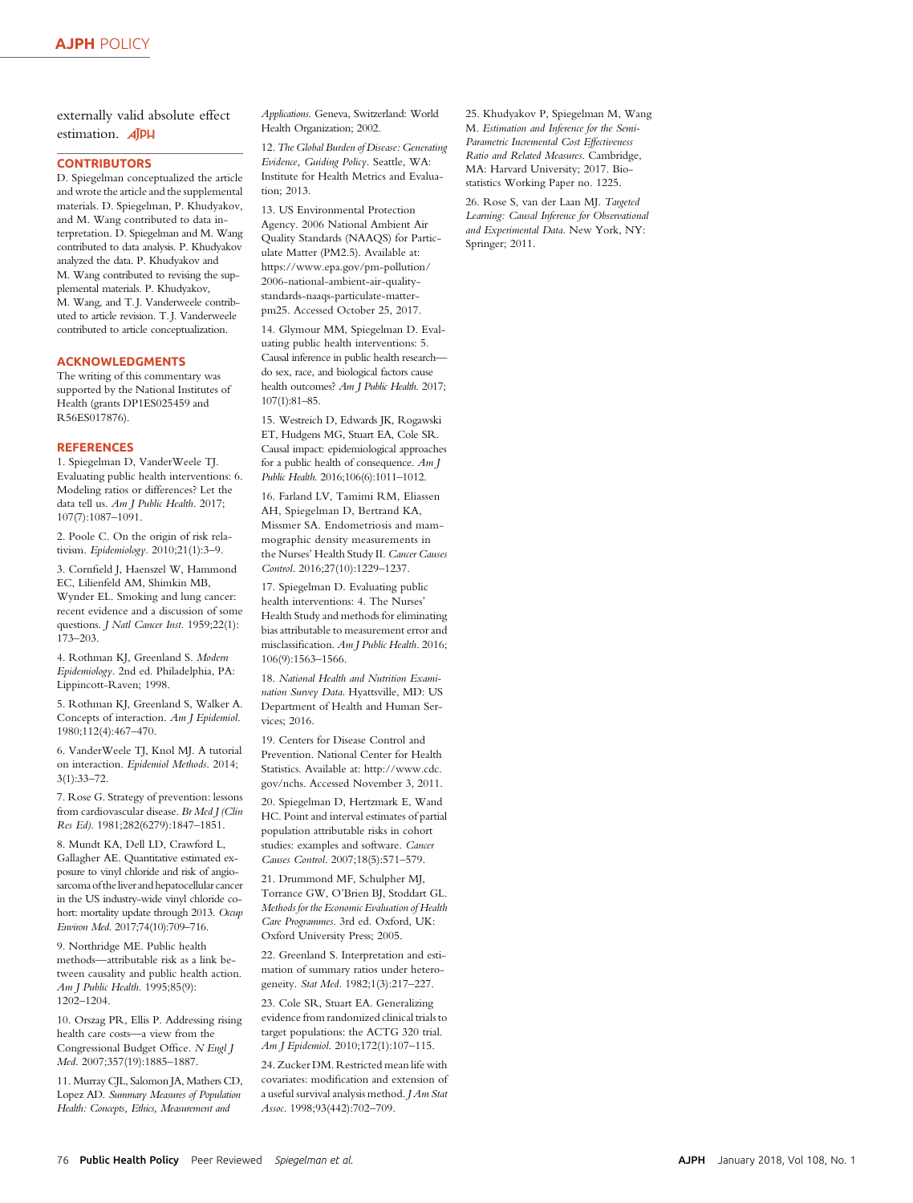externally valid absolute effect estimation.

## CONTRIBUTORS

D. Spiegelman conceptualized the article and wrote the article and the supplemental materials. D. Spiegelman, P. Khudyakov, and M. Wang contributed to data interpretation. D. Spiegelman and M. Wang contributed to data analysis. P. Khudyakov analyzed the data. P. Khudyakov and M. Wang contributed to revising the supplemental materials. P. Khudyakov, M. Wang, and T.J. Vanderweele contributed to article revision. T.J. Vanderweele contributed to article conceptualization.

## ACKNOWLEDGMENTS

The writing of this commentary was supported by the National Institutes of Health (grants DP1ES025459 and R56ES017876).

## REFERENCES

1. Spiegelman D, VanderWeele TJ. Evaluating public health interventions: 6. Modeling ratios or differences? Let the data tell us. *Am J Public Health*. 2017; 107(7):1087–1091.

2. Poole C. On the origin of risk relativism. *Epidemiology*. 2010;21(1):3–9.

3. Cornfield J, Haenszel W, Hammond EC, Lilienfeld AM, Shimkin MB, Wynder EL. Smoking and lung cancer: recent evidence and a discussion of some questions. *J Natl Cancer Inst*. 1959;22(1): 173–203.

4. Rothman KJ, Greenland S. *Modern Epidemiology*. 2nd ed. Philadelphia, PA: Lippincott-Raven; 1998.

5. Rothman KJ, Greenland S, Walker A. Concepts of interaction. *Am J Epidemiol*. 1980;112(4):467–470.

6. VanderWeele TJ, Knol MJ. A tutorial on interaction. *Epidemiol Methods*. 2014; 3(1):33–72.

7. Rose G. Strategy of prevention: lessons from cardiovascular disease. *Br Med J (Clin Res Ed)*. 1981;282(6279):1847–1851.

8. Mundt KA, Dell LD, Crawford L, Gallagher AE. Quantitative estimated exposure to vinyl chloride and risk of angiosarcoma of the liver and hepatocellular cancer in the US industry-wide vinyl chloride cohort: mortality update through 2013. *Occup Environ Med*. 2017;74(10):709–716.

9. Northridge ME. Public health methods—attributable risk as a link between causality and public health action. *Am J Public Health*. 1995;85(9): 1202–1204.

10. Orszag PR, Ellis P. Addressing rising health care costs—a view from the Congressional Budget Office. *N Engl J Med*. 2007;357(19):1885–1887.

11. Murray CJL, Salomon JA, Mathers CD, Lopez AD. *Summary Measures of Population Health: Concepts, Ethics, Measurement and Applications*. Geneva, Switzerland: World Health Organization; 2002.

12. *The Global Burden of Disease: Generating Evidence, Guiding Policy*. Seattle, WA: Institute for Health Metrics and Evaluation; 2013.

13. US Environmental Protection Agency. 2006 National Ambient Air Quality Standards (NAAQS) for Particulate Matter (PM2.5). Available at: https://www.epa.gov/pm-pollution/2006-national-ambient-air-quality-standards-naaqs-particulate-matter-pm25. Accessed October 25, 2017.

14. Glymour MM, Spiegelman D. Evaluating public health interventions: 5. Causal inference in public health research—do sex, race, and biological factors cause health outcomes? *Am J Public Health*. 2017; 107(1):81–85.

15. Westreich D, Edwards JK, Rogawski ET, Hudgens MG, Stuart EA, Cole SR. Causal impact: epidemiological approaches for a public health of consequence. *Am J Public Health*. 2016;106(6):1011–1012.

16. Farland LV, Tamimi RM, Eliassen AH, Spiegelman D, Bertrand KA, Missmer SA. Endometriosis and mammographic density measurements in the Nurses' Health Study II. *Cancer Causes Control*. 2016;27(10):1229–1237.

17. Spiegelman D. Evaluating public health interventions: 4. The Nurses' Health Study and methods for eliminating bias attributable to measurement error and misclassification. *Am J Public Health*. 2016; 106(9):1563–1566.

18. *National Health and Nutrition Examination Survey Data*. Hyattsville, MD: US Department of Health and Human Services; 2016.

19. Centers for Disease Control and Prevention. National Center for Health Statistics. Available at: http://www.cdc.gov/nchs. Accessed November 3, 2011.

20. Spiegelman D, Hertzmark E, Wand HC. Point and interval estimates of partial population attributable risks in cohort studies: examples and software. *Cancer Causes Control*. 2007;18(5):571–579.

21. Drummond MF, Schulpher MJ, Torrance GW, O'Brien BJ, Stoddart GL. *Methods for the Economic Evaluation of Health Care Programmes*. 3rd ed. Oxford, UK: Oxford University Press; 2005.

22. Greenland S. Interpretation and estimation of summary ratios under heterogeneity. *Stat Med*. 1982;1(3):217–227.

23. Cole SR, Stuart EA. Generalizing evidence from randomized clinical trials to target populations: the ACTG 320 trial. *Am J Epidemiol*. 2010;172(1):107–115.

24. Zucker DM. Restricted mean life with covariates: modification and extension of a useful survival analysis method. *J Am Stat Assoc*. 1998;93(442):702–709.

25. Khudyakov P, Spiegelman M, Wang M. *Estimation and Inference for the Semi-Parametric Incremental Cost Effectiveness Ratio and Related Measures*. Cambridge, MA: Harvard University; 2017. Biostatistics Working Paper no. 1225.

26. Rose S, van der Laan MJ. *Targeted Learning: Causal Inference for Observational and Experimental Data*. New York, NY: Springer; 2011.